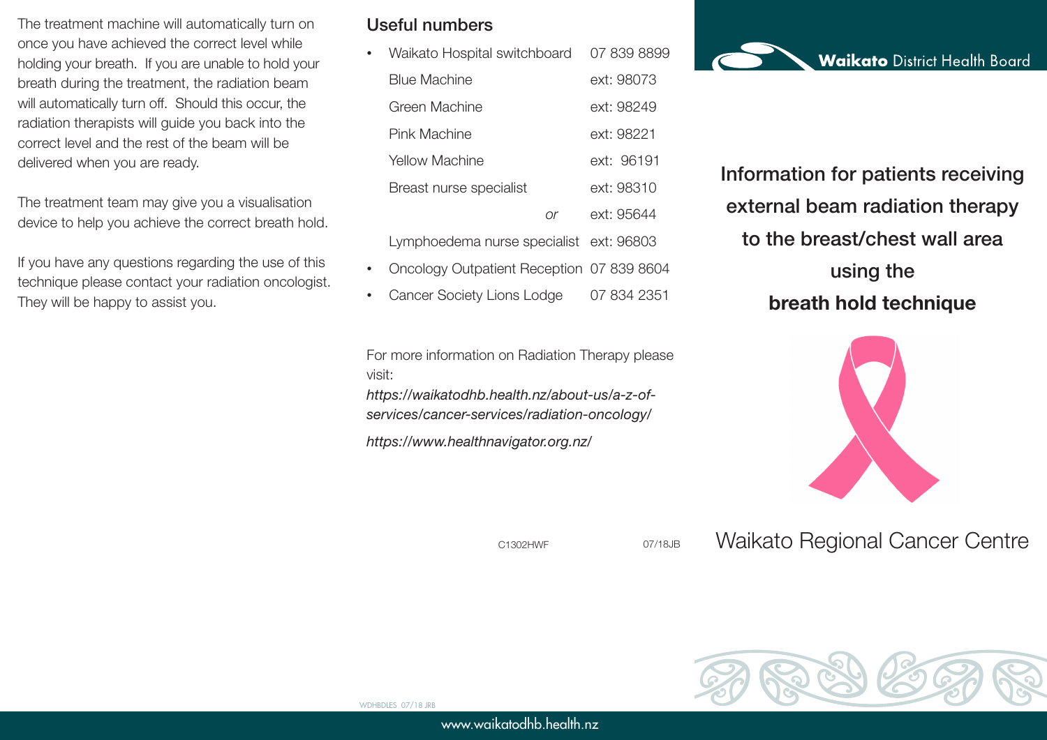The treatment machine will automatically turn on once you have achieved the correct level while holding your breath. If you are unable to hold your breath during the treatment, the radiation beam will automatically turn off. Should this occur, the radiation therapists will guide you back into the correct level and the rest of the beam will be delivered when you are ready.

The treatment team may give you a visualisation device to help you achieve the correct breath hold.

If you have any questions regarding the use of this technique please contact your radiation oncologist. They will be happy to assist you.

## Useful numbers

- Waikato Hospital switchboard 07 839 8899
  - Blue Machine ext: 98073
  - Green Machine ext: 98249
  - Pink Machine ext: 98221
  - Yellow Machine ext: 96191
  - Breast nurse specialist ext: 98310 *or* ext: 95644
  - Lymphoedema nurse specialist ext: 96803
- Oncology Outpatient Reception 07 839 8604
- Cancer Society Lions Lodge 07 834 2351

For more information on Radiation Therapy please visit:

*https://waikatodhb.health.nz/about-us/a-z-of-services/cancer-services/radiation-oncology/*

*https://www.healthnavigator.org.nz/*

C1302HWF 07/18JB

WDHBDLES 07/18 JRB

**Waikato** District Health Board

# Information for patients receiving external beam radiation therapy to the breast/chest wall area using the **breath hold technique**

Waikato Regional Cancer Centre

www.waikatodhb.health.nz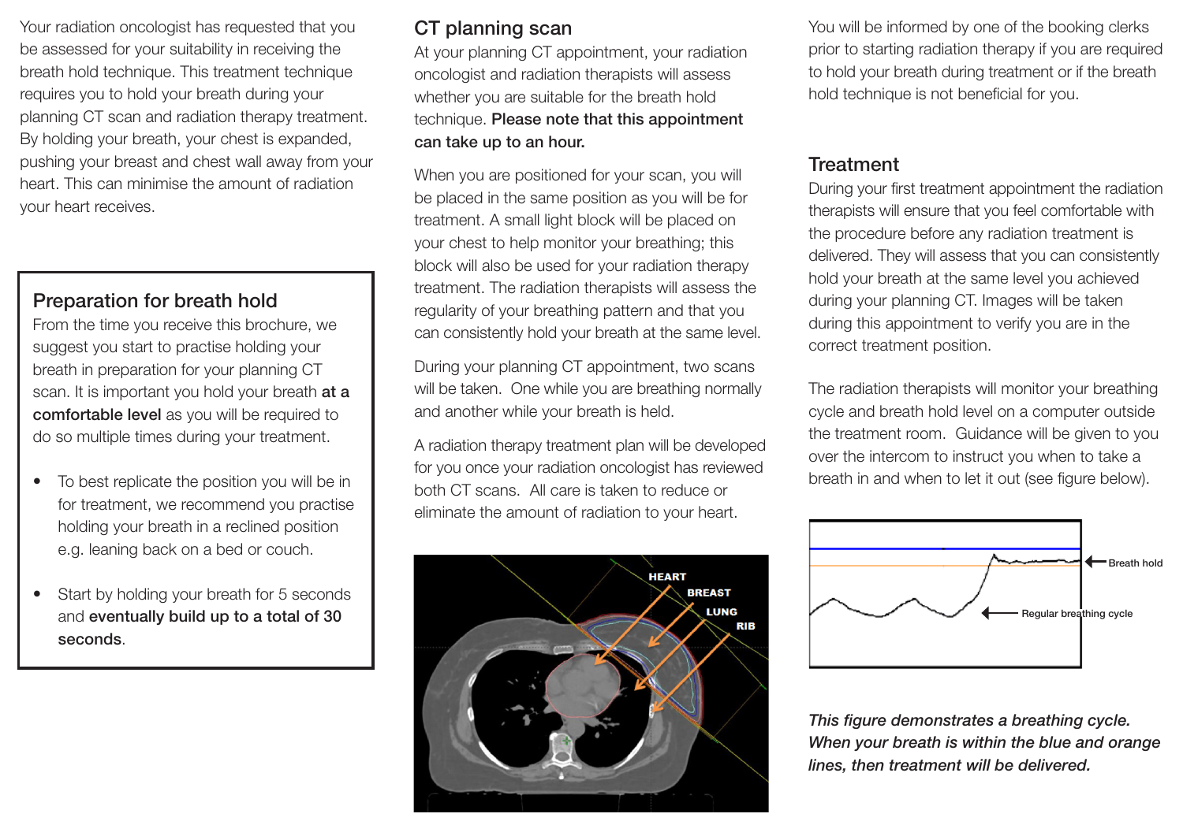Your radiation oncologist has requested that you be assessed for your suitability in receiving the breath hold technique. This treatment technique requires you to hold your breath during your planning CT scan and radiation therapy treatment. By holding your breath, your chest is expanded, pushing your breast and chest wall away from your heart. This can minimise the amount of radiation your heart receives.

## Preparation for breath hold

From the time you receive this brochure, we suggest you start to practise holding your breath in preparation for your planning CT scan. It is important you hold your breath **at a comfortable level** as you will be required to do so multiple times during your treatment.

- To best replicate the position you will be in for treatment, we recommend you practise holding your breath in a reclined position e.g. leaning back on a bed or couch.
- Start by holding your breath for 5 seconds and **eventually build up to a total of 30 seconds**.

## CT planning scan

At your planning CT appointment, your radiation oncologist and radiation therapists will assess whether you are suitable for the breath hold technique. **Please note that this appointment can take up to an hour.**

When you are positioned for your scan, you will be placed in the same position as you will be for treatment. A small light block will be placed on your chest to help monitor your breathing; this block will also be used for your radiation therapy treatment. The radiation therapists will assess the regularity of your breathing pattern and that you can consistently hold your breath at the same level.

During your planning CT appointment, two scans will be taken. One while you are breathing normally and another while your breath is held.

A radiation therapy treatment plan will be developed for you once your radiation oncologist has reviewed both CT scans. All care is taken to reduce or eliminate the amount of radiation to your heart.

HEART
BREAST
LUNG
RIB

You will be informed by one of the booking clerks prior to starting radiation therapy if you are required to hold your breath during treatment or if the breath hold technique is not beneficial for you.

## Treatment

During your first treatment appointment the radiation therapists will ensure that you feel comfortable with the procedure before any radiation treatment is delivered. They will assess that you can consistently hold your breath at the same level you achieved during your planning CT. Images will be taken during this appointment to verify you are in the correct treatment position.

The radiation therapists will monitor your breathing cycle and breath hold level on a computer outside the treatment room. Guidance will be given to you over the intercom to instruct you when to take a breath in and when to let it out (see figure below).

Breath hold
Regular breathing cycle

*This figure demonstrates a breathing cycle. When your breath is within the blue and orange lines, then treatment will be delivered.*